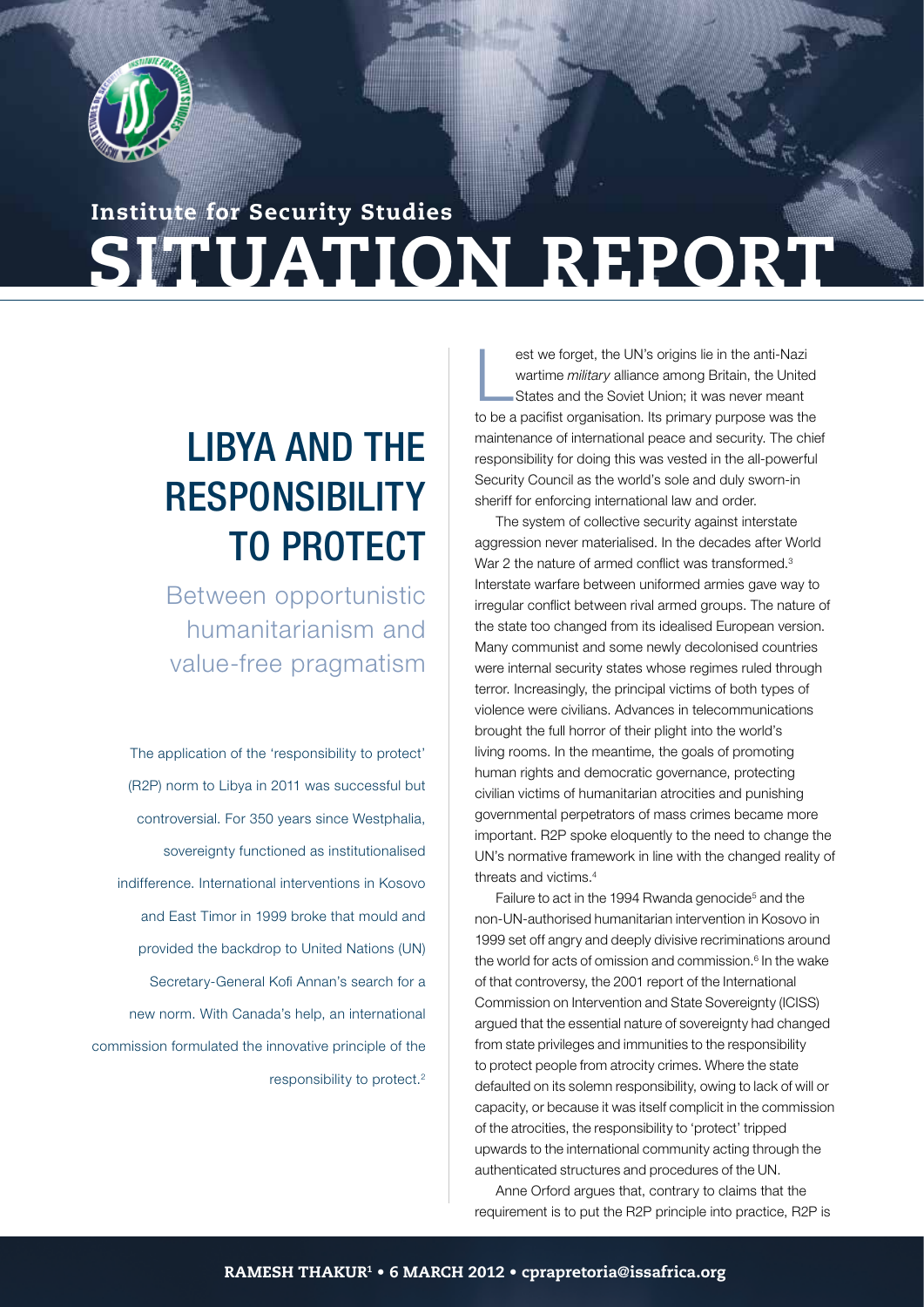Institute for Security Studies

# SITUATION REPORT

# LIBYA AND THE RESPONSIBILITY TO PROTECT

## Between opportunistic humanitarianism and value-free pragmatism

The application of the 'responsibility to protect' (R2P) norm to Libya in 2011 was successful but controversial. For 350 years since Westphalia, sovereignty functioned as institutionalised indifference. International interventions in Kosovo and East Timor in 1999 broke that mould and provided the backdrop to United Nations (UN) Secretary-General Kofi Annan's search for a new norm. With Canada's help, an international commission formulated the innovative principle of the responsibility to protect.[2]

Lest we forget, the UN's origins lie in the anti-Nazi wartime *military* alliance among Britain, the United States and the Soviet Union; it was never meant to be a pacifist organisation. Its primary purpose was the maintenance of international peace and security. The chief responsibility for doing this was vested in the all-powerful Security Council as the world's sole and duly sworn-in sheriff for enforcing international law and order.

The system of collective security against interstate aggression never materialised. In the decades after World War 2 the nature of armed conflict was transformed.[3] Interstate warfare between uniformed armies gave way to irregular conflict between rival armed groups. The nature of the state too changed from its idealised European version. Many communist and some newly decolonised countries were internal security states whose regimes ruled through terror. Increasingly, the principal victims of both types of violence were civilians. Advances in telecommunications brought the full horror of their plight into the world's living rooms. In the meantime, the goals of promoting human rights and democratic governance, protecting civilian victims of humanitarian atrocities and punishing governmental perpetrators of mass crimes became more important. R2P spoke eloquently to the need to change the UN's normative framework in line with the changed reality of threats and victims.[4]

Failure to act in the 1994 Rwanda genocide[5] and the non-UN-authorised humanitarian intervention in Kosovo in 1999 set off angry and deeply divisive recriminations around the world for acts of omission and commission.[6] In the wake of that controversy, the 2001 report of the International Commission on Intervention and State Sovereignty (ICISS) argued that the essential nature of sovereignty had changed from state privileges and immunities to the responsibility to protect people from atrocity crimes. Where the state defaulted on its solemn responsibility, owing to lack of will or capacity, or because it was itself complicit in the commission of the atrocities, the responsibility to 'protect' tripped upwards to the international community acting through the authenticated structures and procedures of the UN.

Anne Orford argues that, contrary to claims that the requirement is to put the R2P principle into practice, R2P is

RAMESH THAKUR[1] • 6 MARCH 2012 • cprapretoria@issafrica.org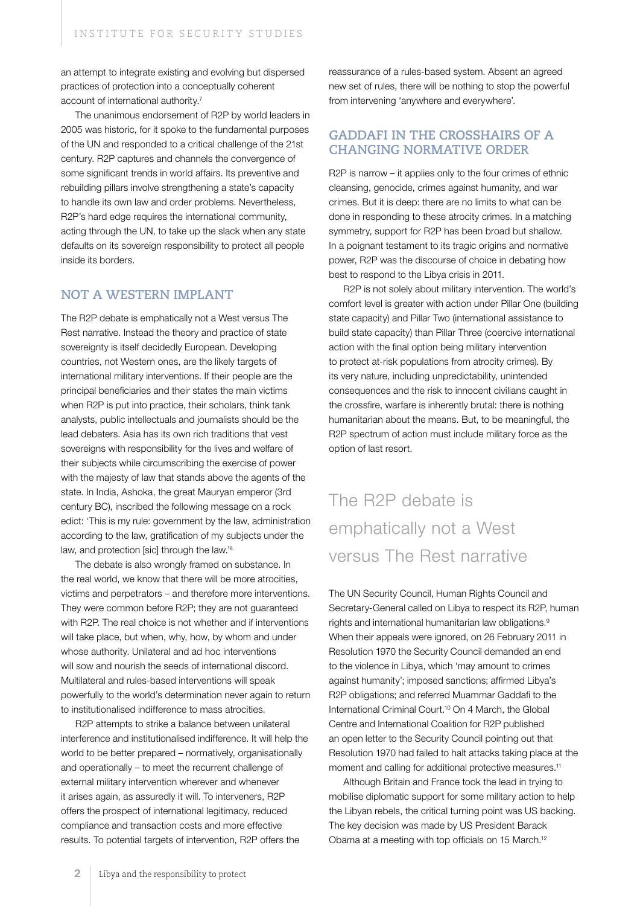an attempt to integrate existing and evolving but dispersed practices of protection into a conceptually coherent account of international authority.[7]

The unanimous endorsement of R2P by world leaders in 2005 was historic, for it spoke to the fundamental purposes of the UN and responded to a critical challenge of the 21st century. R2P captures and channels the convergence of some significant trends in world affairs. Its preventive and rebuilding pillars involve strengthening a state's capacity to handle its own law and order problems. Nevertheless, R2P's hard edge requires the international community, acting through the UN, to take up the slack when any state defaults on its sovereign responsibility to protect all people inside its borders.

## NOT A WESTERN IMPLANT

The R2P debate is emphatically not a West versus The Rest narrative. Instead the theory and practice of state sovereignty is itself decidedly European. Developing countries, not Western ones, are the likely targets of international military interventions. If their people are the principal beneficiaries and their states the main victims when R2P is put into practice, their scholars, think tank analysts, public intellectuals and journalists should be the lead debaters. Asia has its own rich traditions that vest sovereigns with responsibility for the lives and welfare of their subjects while circumscribing the exercise of power with the majesty of law that stands above the agents of the state. In India, Ashoka, the great Mauryan emperor (3rd century BC), inscribed the following message on a rock edict: 'This is my rule: government by the law, administration according to the law, gratification of my subjects under the law, and protection [sic] through the law.'[8]

The debate is also wrongly framed on substance. In the real world, we know that there will be more atrocities, victims and perpetrators – and therefore more interventions. They were common before R2P; they are not guaranteed with R2P. The real choice is not whether and if interventions will take place, but when, why, how, by whom and under whose authority. Unilateral and ad hoc interventions will sow and nourish the seeds of international discord. Multilateral and rules-based interventions will speak powerfully to the world's determination never again to return to institutionalised indifference to mass atrocities.

R2P attempts to strike a balance between unilateral interference and institutionalised indifference. It will help the world to be better prepared – normatively, organisationally and operationally – to meet the recurrent challenge of external military intervention wherever and whenever it arises again, as assuredly it will. To interveners, R2P offers the prospect of international legitimacy, reduced compliance and transaction costs and more effective results. To potential targets of intervention, R2P offers the reassurance of a rules-based system. Absent an agreed new set of rules, there will be nothing to stop the powerful from intervening 'anywhere and everywhere'.

## GADDAFI IN THE CROSSHAIRS OF A CHANGING NORMATIVE ORDER

R2P is narrow – it applies only to the four crimes of ethnic cleansing, genocide, crimes against humanity, and war crimes. But it is deep: there are no limits to what can be done in responding to these atrocity crimes. In a matching symmetry, support for R2P has been broad but shallow. In a poignant testament to its tragic origins and normative power, R2P was the discourse of choice in debating how best to respond to the Libya crisis in 2011.

R2P is not solely about military intervention. The world's comfort level is greater with action under Pillar One (building state capacity) and Pillar Two (international assistance to build state capacity) than Pillar Three (coercive international action with the final option being military intervention to protect at-risk populations from atrocity crimes). By its very nature, including unpredictability, unintended consequences and the risk to innocent civilians caught in the crossfire, warfare is inherently brutal: there is nothing humanitarian about the means. But, to be meaningful, the R2P spectrum of action must include military force as the option of last resort.

> The R2P debate is emphatically not a West versus The Rest narrative

The UN Security Council, Human Rights Council and Secretary-General called on Libya to respect its R2P, human rights and international humanitarian law obligations.[9] When their appeals were ignored, on 26 February 2011 in Resolution 1970 the Security Council demanded an end to the violence in Libya, which 'may amount to crimes against humanity'; affirmed Libya's R2P obligations; imposed sanctions; and referred Muammar Gaddafi to the International Criminal Court.[10] On 4 March, the Global Centre and International Coalition for R2P published an open letter to the Security Council pointing out that Resolution 1970 had failed to halt attacks taking place at the moment and calling for additional protective measures.[11]

Although Britain and France took the lead in trying to mobilise diplomatic support for some military action to help the Libyan rebels, the critical turning point was US backing. The key decision was made by US President Barack Obama at a meeting with top officials on 15 March.[12]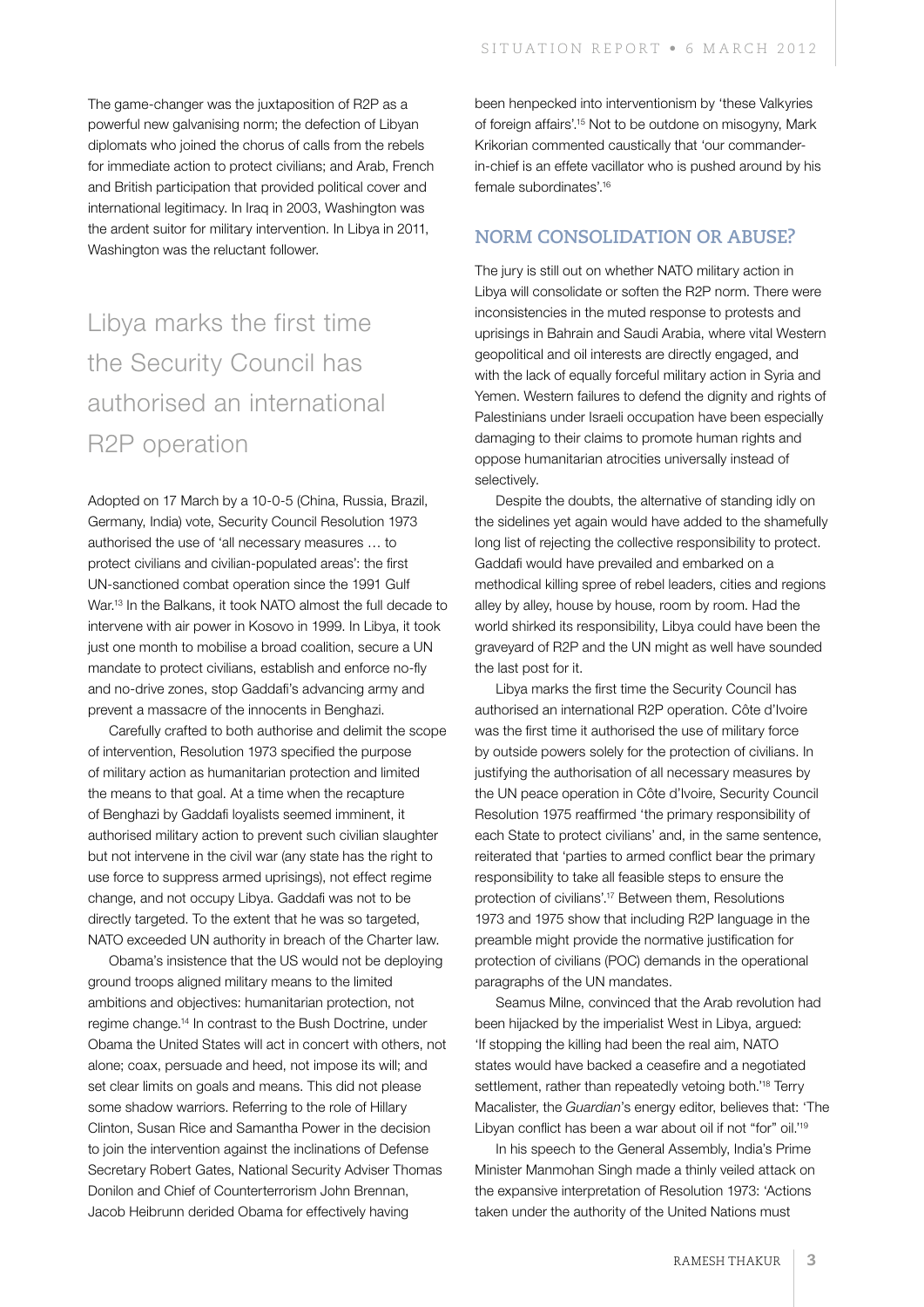The game-changer was the juxtaposition of R2P as a powerful new galvanising norm; the defection of Libyan diplomats who joined the chorus of calls from the rebels for immediate action to protect civilians; and Arab, French and British participation that provided political cover and international legitimacy. In Iraq in 2003, Washington was the ardent suitor for military intervention. In Libya in 2011, Washington was the reluctant follower.

> Libya marks the first time the Security Council has authorised an international R2P operation

Adopted on 17 March by a 10-0-5 (China, Russia, Brazil, Germany, India) vote, Security Council Resolution 1973 authorised the use of 'all necessary measures … to protect civilians and civilian-populated areas': the first UN-sanctioned combat operation since the 1991 Gulf War.[13] In the Balkans, it took NATO almost the full decade to intervene with air power in Kosovo in 1999. In Libya, it took just one month to mobilise a broad coalition, secure a UN mandate to protect civilians, establish and enforce no-fly and no-drive zones, stop Gaddafi's advancing army and prevent a massacre of the innocents in Benghazi.

Carefully crafted to both authorise and delimit the scope of intervention, Resolution 1973 specified the purpose of military action as humanitarian protection and limited the means to that goal. At a time when the recapture of Benghazi by Gaddafi loyalists seemed imminent, it authorised military action to prevent such civilian slaughter but not intervene in the civil war (any state has the right to use force to suppress armed uprisings), not effect regime change, and not occupy Libya. Gaddafi was not to be directly targeted. To the extent that he was so targeted, NATO exceeded UN authority in breach of the Charter law.

Obama's insistence that the US would not be deploying ground troops aligned military means to the limited ambitions and objectives: humanitarian protection, not regime change.[14] In contrast to the Bush Doctrine, under Obama the United States will act in concert with others, not alone; coax, persuade and heed, not impose its will; and set clear limits on goals and means. This did not please some shadow warriors. Referring to the role of Hillary Clinton, Susan Rice and Samantha Power in the decision to join the intervention against the inclinations of Defense Secretary Robert Gates, National Security Adviser Thomas Donilon and Chief of Counterterrorism John Brennan, Jacob Heibrunn derided Obama for effectively having been henpecked into interventionism by 'these Valkyries of foreign affairs'.[15] Not to be outdone on misogyny, Mark Krikorian commented caustically that 'our commander-in-chief is an effete vacillator who is pushed around by his female subordinates'.[16]

## NORM CONSOLIDATION OR ABUSE?

The jury is still out on whether NATO military action in Libya will consolidate or soften the R2P norm. There were inconsistencies in the muted response to protests and uprisings in Bahrain and Saudi Arabia, where vital Western geopolitical and oil interests are directly engaged, and with the lack of equally forceful military action in Syria and Yemen. Western failures to defend the dignity and rights of Palestinians under Israeli occupation have been especially damaging to their claims to promote human rights and oppose humanitarian atrocities universally instead of selectively.

Despite the doubts, the alternative of standing idly on the sidelines yet again would have added to the shamefully long list of rejecting the collective responsibility to protect. Gaddafi would have prevailed and embarked on a methodical killing spree of rebel leaders, cities and regions alley by alley, house by house, room by room. Had the world shirked its responsibility, Libya could have been the graveyard of R2P and the UN might as well have sounded the last post for it.

Libya marks the first time the Security Council has authorised an international R2P operation. Côte d'Ivoire was the first time it authorised the use of military force by outside powers solely for the protection of civilians. In justifying the authorisation of all necessary measures by the UN peace operation in Côte d'Ivoire, Security Council Resolution 1975 reaffirmed 'the primary responsibility of each State to protect civilians' and, in the same sentence, reiterated that 'parties to armed conflict bear the primary responsibility to take all feasible steps to ensure the protection of civilians'.[17] Between them, Resolutions 1973 and 1975 show that including R2P language in the preamble might provide the normative justification for protection of civilians (POC) demands in the operational paragraphs of the UN mandates.

Seamus Milne, convinced that the Arab revolution had been hijacked by the imperialist West in Libya, argued: 'If stopping the killing had been the real aim, NATO states would have backed a ceasefire and a negotiated settlement, rather than repeatedly vetoing both.'[18] Terry Macalister, the *Guardian*'s energy editor, believes that: 'The Libyan conflict has been a war about oil if not "for" oil.'[19]

In his speech to the General Assembly, India's Prime Minister Manmohan Singh made a thinly veiled attack on the expansive interpretation of Resolution 1973: 'Actions taken under the authority of the United Nations must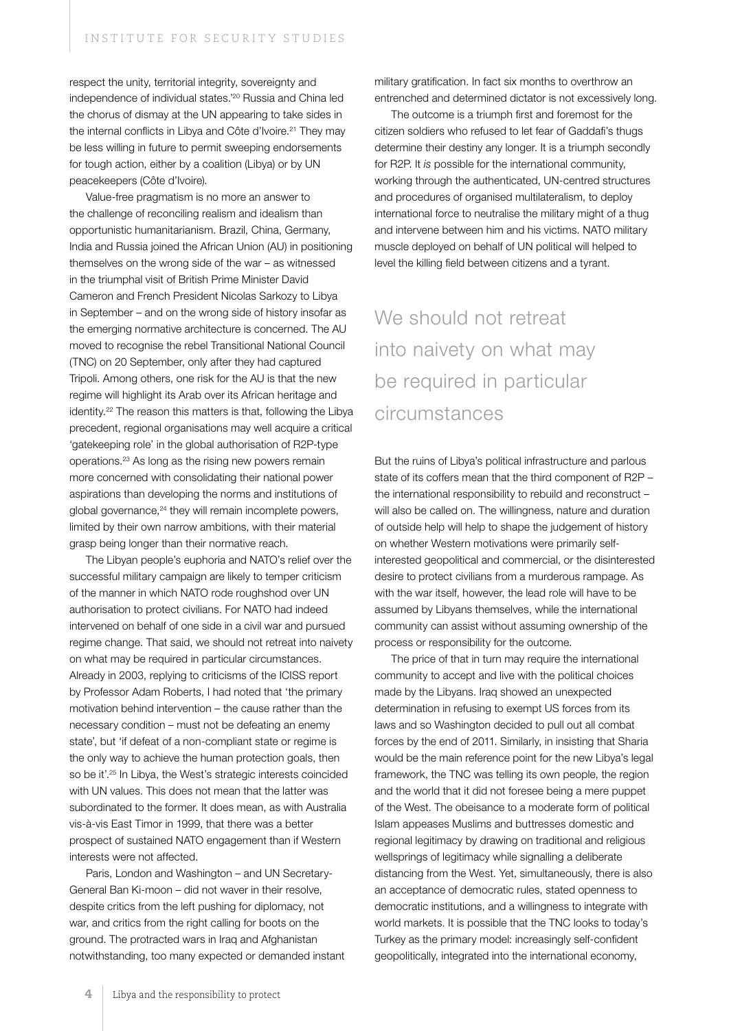respect the unity, territorial integrity, sovereignty and independence of individual states.'[20] Russia and China led the chorus of dismay at the UN appearing to take sides in the internal conflicts in Libya and Côte d'Ivoire.[21] They may be less willing in future to permit sweeping endorsements for tough action, either by a coalition (Libya) or by UN peacekeepers (Côte d'Ivoire).

Value-free pragmatism is no more an answer to the challenge of reconciling realism and idealism than opportunistic humanitarianism. Brazil, China, Germany, India and Russia joined the African Union (AU) in positioning themselves on the wrong side of the war – as witnessed in the triumphal visit of British Prime Minister David Cameron and French President Nicolas Sarkozy to Libya in September – and on the wrong side of history insofar as the emerging normative architecture is concerned. The AU moved to recognise the rebel Transitional National Council (TNC) on 20 September, only after they had captured Tripoli. Among others, one risk for the AU is that the new regime will highlight its Arab over its African heritage and identity.[22] The reason this matters is that, following the Libya precedent, regional organisations may well acquire a critical 'gatekeeping role' in the global authorisation of R2P-type operations.[23] As long as the rising new powers remain more concerned with consolidating their national power aspirations than developing the norms and institutions of global governance,[24] they will remain incomplete powers, limited by their own narrow ambitions, with their material grasp being longer than their normative reach.

The Libyan people's euphoria and NATO's relief over the successful military campaign are likely to temper criticism of the manner in which NATO rode roughshod over UN authorisation to protect civilians. For NATO had indeed intervened on behalf of one side in a civil war and pursued regime change. That said, we should not retreat into naivety on what may be required in particular circumstances. Already in 2003, replying to criticisms of the ICISS report by Professor Adam Roberts, I had noted that 'the primary motivation behind intervention – the cause rather than the necessary condition – must not be defeating an enemy state', but 'if defeat of a non-compliant state or regime is the only way to achieve the human protection goals, then so be it'.[25] In Libya, the West's strategic interests coincided with UN values. This does not mean that the latter was subordinated to the former. It does mean, as with Australia vis-à-vis East Timor in 1999, that there was a better prospect of sustained NATO engagement than if Western interests were not affected.

Paris, London and Washington – and UN Secretary-General Ban Ki-moon – did not waver in their resolve, despite critics from the left pushing for diplomacy, not war, and critics from the right calling for boots on the ground. The protracted wars in Iraq and Afghanistan notwithstanding, too many expected or demanded instant military gratification. In fact six months to overthrow an entrenched and determined dictator is not excessively long.

The outcome is a triumph first and foremost for the citizen soldiers who refused to let fear of Gaddafi's thugs determine their destiny any longer. It is a triumph secondly for R2P. It *is* possible for the international community, working through the authenticated, UN-centred structures and procedures of organised multilateralism, to deploy international force to neutralise the military might of a thug and intervene between him and his victims. NATO military muscle deployed on behalf of UN political will helped to level the killing field between citizens and a tyrant.

> We should not retreat into naivety on what may be required in particular circumstances

But the ruins of Libya's political infrastructure and parlous state of its coffers mean that the third component of R2P – the international responsibility to rebuild and reconstruct – will also be called on. The willingness, nature and duration of outside help will help to shape the judgement of history on whether Western motivations were primarily self-interested geopolitical and commercial, or the disinterested desire to protect civilians from a murderous rampage. As with the war itself, however, the lead role will have to be assumed by Libyans themselves, while the international community can assist without assuming ownership of the process or responsibility for the outcome.

The price of that in turn may require the international community to accept and live with the political choices made by the Libyans. Iraq showed an unexpected determination in refusing to exempt US forces from its laws and so Washington decided to pull out all combat forces by the end of 2011. Similarly, in insisting that Sharia would be the main reference point for the new Libya's legal framework, the TNC was telling its own people, the region and the world that it did not foresee being a mere puppet of the West. The obeisance to a moderate form of political Islam appeases Muslims and buttresses domestic and regional legitimacy by drawing on traditional and religious wellsprings of legitimacy while signalling a deliberate distancing from the West. Yet, simultaneously, there is also an acceptance of democratic rules, stated openness to democratic institutions, and a willingness to integrate with world markets. It is possible that the TNC looks to today's Turkey as the primary model: increasingly self-confident geopolitically, integrated into the international economy,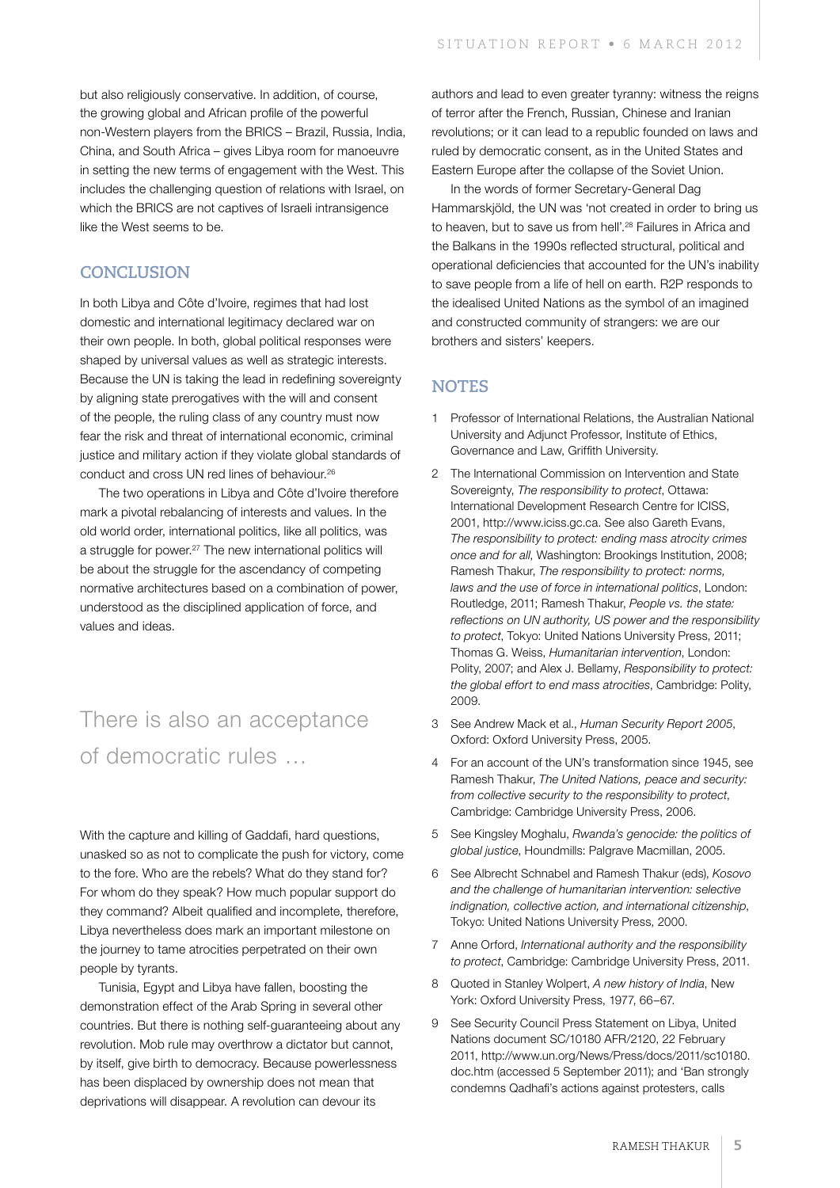but also religiously conservative. In addition, of course, the growing global and African profile of the powerful non-Western players from the BRICS – Brazil, Russia, India, China, and South Africa – gives Libya room for manoeuvre in setting the new terms of engagement with the West. This includes the challenging question of relations with Israel, on which the BRICS are not captives of Israeli intransigence like the West seems to be.

## CONCLUSION

In both Libya and Côte d'Ivoire, regimes that had lost domestic and international legitimacy declared war on their own people. In both, global political responses were shaped by universal values as well as strategic interests. Because the UN is taking the lead in redefining sovereignty by aligning state prerogatives with the will and consent of the people, the ruling class of any country must now fear the risk and threat of international economic, criminal justice and military action if they violate global standards of conduct and cross UN red lines of behaviour.[26]

The two operations in Libya and Côte d'Ivoire therefore mark a pivotal rebalancing of interests and values. In the old world order, international politics, like all politics, was a struggle for power.[27] The new international politics will be about the struggle for the ascendancy of competing normative architectures based on a combination of power, understood as the disciplined application of force, and values and ideas.

> There is also an acceptance of democratic rules …

With the capture and killing of Gaddafi, hard questions, unasked so as not to complicate the push for victory, come to the fore. Who are the rebels? What do they stand for? For whom do they speak? How much popular support do they command? Albeit qualified and incomplete, therefore, Libya nevertheless does mark an important milestone on the journey to tame atrocities perpetrated on their own people by tyrants.

Tunisia, Egypt and Libya have fallen, boosting the demonstration effect of the Arab Spring in several other countries. But there is nothing self-guaranteeing about any revolution. Mob rule may overthrow a dictator but cannot, by itself, give birth to democracy. Because powerlessness has been displaced by ownership does not mean that deprivations will disappear. A revolution can devour its authors and lead to even greater tyranny: witness the reigns of terror after the French, Russian, Chinese and Iranian revolutions; or it can lead to a republic founded on laws and ruled by democratic consent, as in the United States and Eastern Europe after the collapse of the Soviet Union.

In the words of former Secretary-General Dag Hammarskjöld, the UN was 'not created in order to bring us to heaven, but to save us from hell'.[28] Failures in Africa and the Balkans in the 1990s reflected structural, political and operational deficiencies that accounted for the UN's inability to save people from a life of hell on earth. R2P responds to the idealised United Nations as the symbol of an imagined and constructed community of strangers: we are our brothers and sisters' keepers.

## NOTES

1. Professor of International Relations, the Australian National University and Adjunct Professor, Institute of Ethics, Governance and Law, Griffith University.
2. The International Commission on Intervention and State Sovereignty, *The responsibility to protect*, Ottawa: International Development Research Centre for ICISS, 2001, http://www.iciss.gc.ca. See also Gareth Evans, *The responsibility to protect: ending mass atrocity crimes once and for all*, Washington: Brookings Institution, 2008; Ramesh Thakur, *The responsibility to protect: norms, laws and the use of force in international politics*, London: Routledge, 2011; Ramesh Thakur, *People vs. the state: reflections on UN authority, US power and the responsibility to protect*, Tokyo: United Nations University Press, 2011; Thomas G. Weiss, *Humanitarian intervention*, London: Polity, 2007; and Alex J. Bellamy, *Responsibility to protect: the global effort to end mass atrocities*, Cambridge: Polity, 2009.
3. See Andrew Mack et al., *Human Security Report 2005*, Oxford: Oxford University Press, 2005.
4. For an account of the UN's transformation since 1945, see Ramesh Thakur, *The United Nations, peace and security: from collective security to the responsibility to protect*, Cambridge: Cambridge University Press, 2006.
5. See Kingsley Moghalu, *Rwanda's genocide: the politics of global justice*, Houndmills: Palgrave Macmillan, 2005.
6. See Albrecht Schnabel and Ramesh Thakur (eds), *Kosovo and the challenge of humanitarian intervention: selective indignation, collective action, and international citizenship*, Tokyo: United Nations University Press, 2000.
7. Anne Orford, *International authority and the responsibility to protect*, Cambridge: Cambridge University Press, 2011.
8. Quoted in Stanley Wolpert, *A new history of India*, New York: Oxford University Press, 1977, 66–67.
9. See Security Council Press Statement on Libya, United Nations document SC/10180 AFR/2120, 22 February 2011, http://www.un.org/News/Press/docs/2011/sc10180.doc.htm (accessed 5 September 2011); and 'Ban strongly condemns Qadhafi's actions against protesters, calls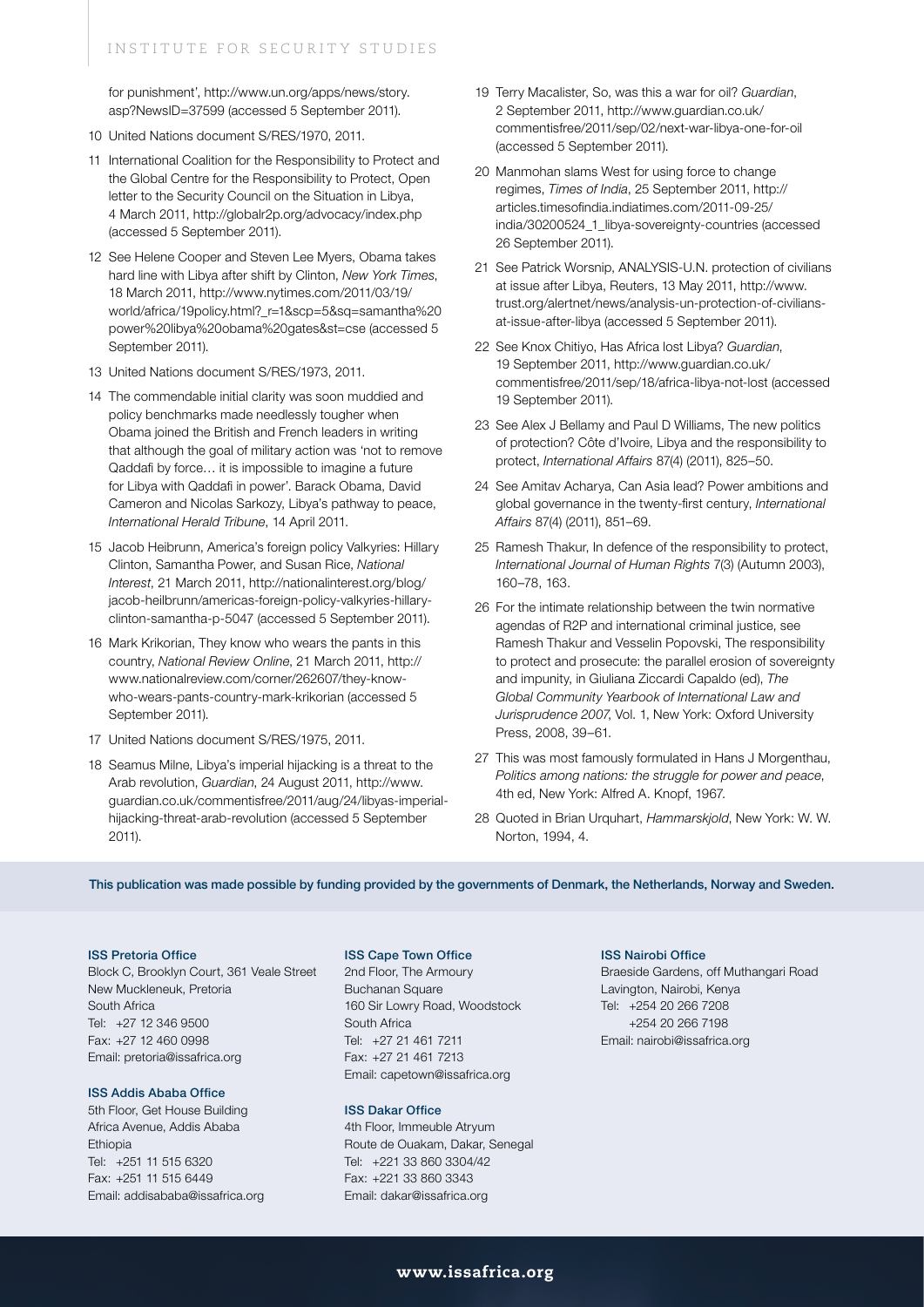for punishment', http://www.un.org/apps/news/story.asp?NewsID=37599 (accessed 5 September 2011).

10 United Nations document S/RES/1970, 2011.

11 International Coalition for the Responsibility to Protect and the Global Centre for the Responsibility to Protect, Open letter to the Security Council on the Situation in Libya, 4 March 2011, http://globalr2p.org/advocacy/index.php (accessed 5 September 2011).

12 See Helene Cooper and Steven Lee Myers, Obama takes hard line with Libya after shift by Clinton, *New York Times*, 18 March 2011, http://www.nytimes.com/2011/03/19/world/africa/19policy.html?_r=1&scp=5&sq=samantha%20power%20libya%20obama%20gates&st=cse (accessed 5 September 2011).

13 United Nations document S/RES/1973, 2011.

14 The commendable initial clarity was soon muddied and policy benchmarks made needlessly tougher when Obama joined the British and French leaders in writing that although the goal of military action was 'not to remove Qaddafi by force… it is impossible to imagine a future for Libya with Qaddafi in power'. Barack Obama, David Cameron and Nicolas Sarkozy, Libya's pathway to peace, *International Herald Tribune*, 14 April 2011.

15 Jacob Heibrunn, America's foreign policy Valkyries: Hillary Clinton, Samantha Power, and Susan Rice, *National Interest*, 21 March 2011, http://nationalinterest.org/blog/jacob-heilbrunn/americas-foreign-policy-valkyries-hillary-clinton-samantha-p-5047 (accessed 5 September 2011).

16 Mark Krikorian, They know who wears the pants in this country, *National Review Online*, 21 March 2011, http://www.nationalreview.com/corner/262607/they-know-who-wears-pants-country-mark-krikorian (accessed 5 September 2011).

17 United Nations document S/RES/1975, 2011.

18 Seamus Milne, Libya's imperial hijacking is a threat to the Arab revolution, *Guardian*, 24 August 2011, http://www.guardian.co.uk/commentisfree/2011/aug/24/libyas-imperial-hijacking-threat-arab-revolution (accessed 5 September 2011).

19 Terry Macalister, So, was this a war for oil? *Guardian*, 2 September 2011, http://www.guardian.co.uk/commentisfree/2011/sep/02/next-war-libya-one-for-oil (accessed 5 September 2011).

20 Manmohan slams West for using force to change regimes, *Times of India*, 25 September 2011, http://articles.timesofindia.indiatimes.com/2011-09-25/india/30200524_1_libya-sovereignty-countries (accessed 26 September 2011).

21 See Patrick Worsnip, ANALYSIS-U.N. protection of civilians at issue after Libya, Reuters, 13 May 2011, http://www.trust.org/alertnet/news/analysis-un-protection-of-civilians-at-issue-after-libya (accessed 5 September 2011).

22 See Knox Chitiyo, Has Africa lost Libya? *Guardian*, 19 September 2011, http://www.guardian.co.uk/commentisfree/2011/sep/18/africa-libya-not-lost (accessed 19 September 2011).

23 See Alex J Bellamy and Paul D Williams, The new politics of protection? Côte d'Ivoire, Libya and the responsibility to protect, *International Affairs* 87(4) (2011), 825–50.

24 See Amitav Acharya, Can Asia lead? Power ambitions and global governance in the twenty-first century, *International Affairs* 87(4) (2011), 851–69.

25 Ramesh Thakur, In defence of the responsibility to protect, *International Journal of Human Rights* 7(3) (Autumn 2003), 160–78, 163.

26 For the intimate relationship between the twin normative agendas of R2P and international criminal justice, see Ramesh Thakur and Vesselin Popovski, The responsibility to protect and prosecute: the parallel erosion of sovereignty and impunity, in Giuliana Ziccardi Capaldo (ed), *The Global Community Yearbook of International Law and Jurisprudence 2007*, Vol. 1, New York: Oxford University Press, 2008, 39–61.

27 This was most famously formulated in Hans J Morgenthau, *Politics among nations: the struggle for power and peace*, 4th ed, New York: Alfred A. Knopf, 1967.

28 Quoted in Brian Urquhart, *Hammarskjold*, New York: W. W. Norton, 1994, 4.

**This publication was made possible by funding provided by the governments of Denmark, the Netherlands, Norway and Sweden.**

**ISS Pretoria Office**
Block C, Brooklyn Court, 361 Veale Street
New Muckleneuk, Pretoria
South Africa
Tel: +27 12 346 9500
Fax: +27 12 460 0998
Email: pretoria@issafrica.org

**ISS Addis Ababa Office**
5th Floor, Get House Building
Africa Avenue, Addis Ababa
Ethiopia
Tel: +251 11 515 6320
Fax: +251 11 515 6449
Email: addisababa@issafrica.org

**ISS Cape Town Office**
2nd Floor, The Armoury
Buchanan Square
160 Sir Lowry Road, Woodstock
South Africa
Tel: +27 21 461 7211
Fax: +27 21 461 7213
Email: capetown@issafrica.org

**ISS Dakar Office**
4th Floor, Immeuble Atryum
Route de Ouakam, Dakar, Senegal
Tel: +221 33 860 3304/42
Fax: +221 33 860 3343
Email: dakar@issafrica.org

**ISS Nairobi Office**
Braeside Gardens, off Muthangari Road
Lavington, Nairobi, Kenya
Tel: +254 20 266 7208
+254 20 266 7198
Email: nairobi@issafrica.org

**www.issafrica.org**